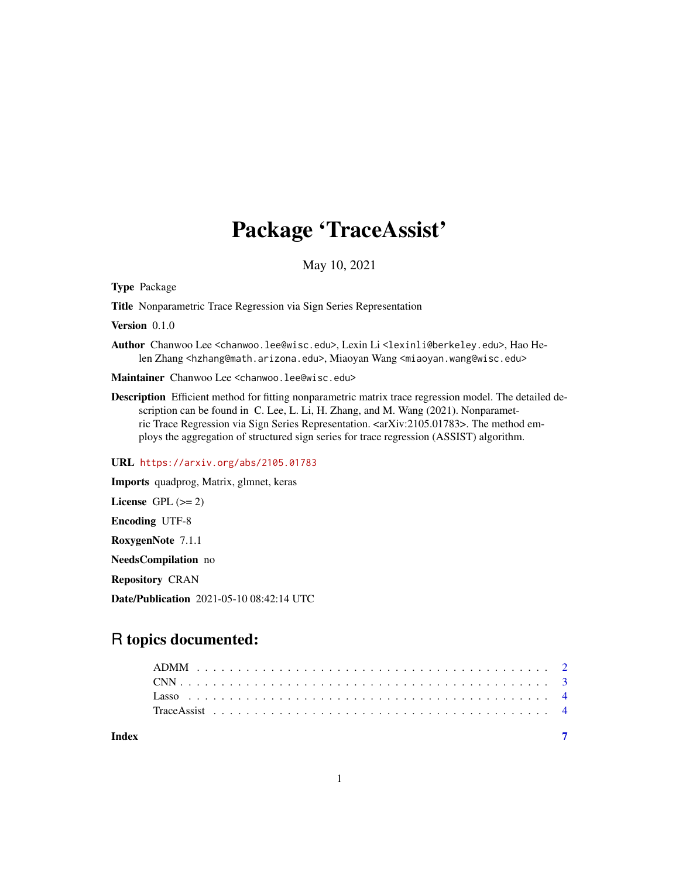# Package 'TraceAssist'

May 10, 2021

**Type** Package

**Title** Nonparametric Trace Regression via Sign Series Representation

**Version** 0.1.0

**Author** Chanwoo Lee <chanwoo.lee@wisc.edu>, Lexin Li <lexinli@berkeley.edu>, Hao Helen Zhang <hzhang@math.arizona.edu>, Miaoyan Wang <miaoyan.wang@wisc.edu>

**Maintainer** Chanwoo Lee <chanwoo.lee@wisc.edu>

**Description** Efficient method for fitting nonparametric matrix trace regression model. The detailed description can be found in C. Lee, L. Li, H. Zhang, and M. Wang (2021). Nonparametric Trace Regression via Sign Series Representation. <arXiv:2105.01783>. The method employs the aggregation of structured sign series for trace regression (ASSIST) algorithm.

**URL** https://arxiv.org/abs/2105.01783

**Imports** quadprog, Matrix, glmnet, keras

**License** GPL (>= 2)

**Encoding** UTF-8

**RoxygenNote** 7.1.1

**NeedsCompilation** no

**Repository** CRAN

**Date/Publication** 2021-05-10 08:42:14 UTC

## R topics documented:

ADMM . . . . . . . . . . . . . . . . . . . . . . . . . . . . . . . . . . . . . . . . 2
CNN . . . . . . . . . . . . . . . . . . . . . . . . . . . . . . . . . . . . . . . . . 3
Lasso . . . . . . . . . . . . . . . . . . . . . . . . . . . . . . . . . . . . . . . . 4
TraceAssist . . . . . . . . . . . . . . . . . . . . . . . . . . . . . . . . . . . . . 4

**Index** 7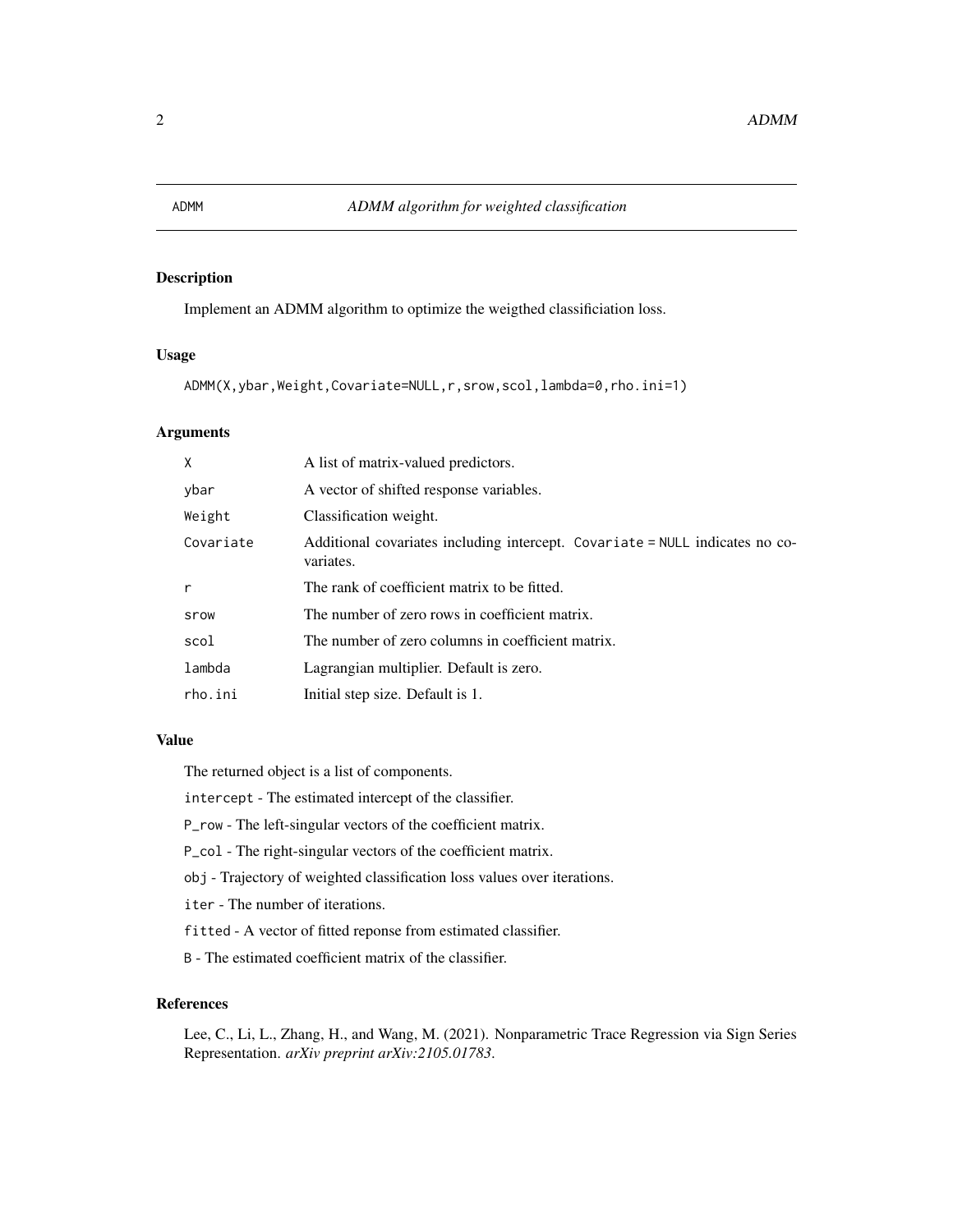# ADMM — *ADMM algorithm for weighted classification*

## Description

Implement an ADMM algorithm to optimize the weigthed classificiation loss.

## Usage

```
ADMM(X,ybar,Weight,Covariate=NULL,r,srow,scol,lambda=0,rho.ini=1)
```

## Arguments

| | |
|---|---|
| `X` | A list of matrix-valued predictors. |
| `ybar` | A vector of shifted response variables. |
| `Weight` | Classification weight. |
| `Covariate` | Additional covariates including intercept. `Covariate = NULL` indicates no covariates. |
| `r` | The rank of coefficient matrix to be fitted. |
| `srow` | The number of zero rows in coefficient matrix. |
| `scol` | The number of zero columns in coefficient matrix. |
| `lambda` | Lagrangian multiplier. Default is zero. |
| `rho.ini` | Initial step size. Default is 1. |

## Value

The returned object is a list of components.

`intercept` - The estimated intercept of the classifier.

`P_row` - The left-singular vectors of the coefficient matrix.

`P_col` - The right-singular vectors of the coefficient matrix.

`obj` - Trajectory of weighted classification loss values over iterations.

`iter` - The number of iterations.

`fitted` - A vector of fitted reponse from estimated classifier.

`B` - The estimated coefficient matrix of the classifier.

## References

Lee, C., Li, L., Zhang, H., and Wang, M. (2021). Nonparametric Trace Regression via Sign Series Representation. *arXiv preprint arXiv:2105.01783*.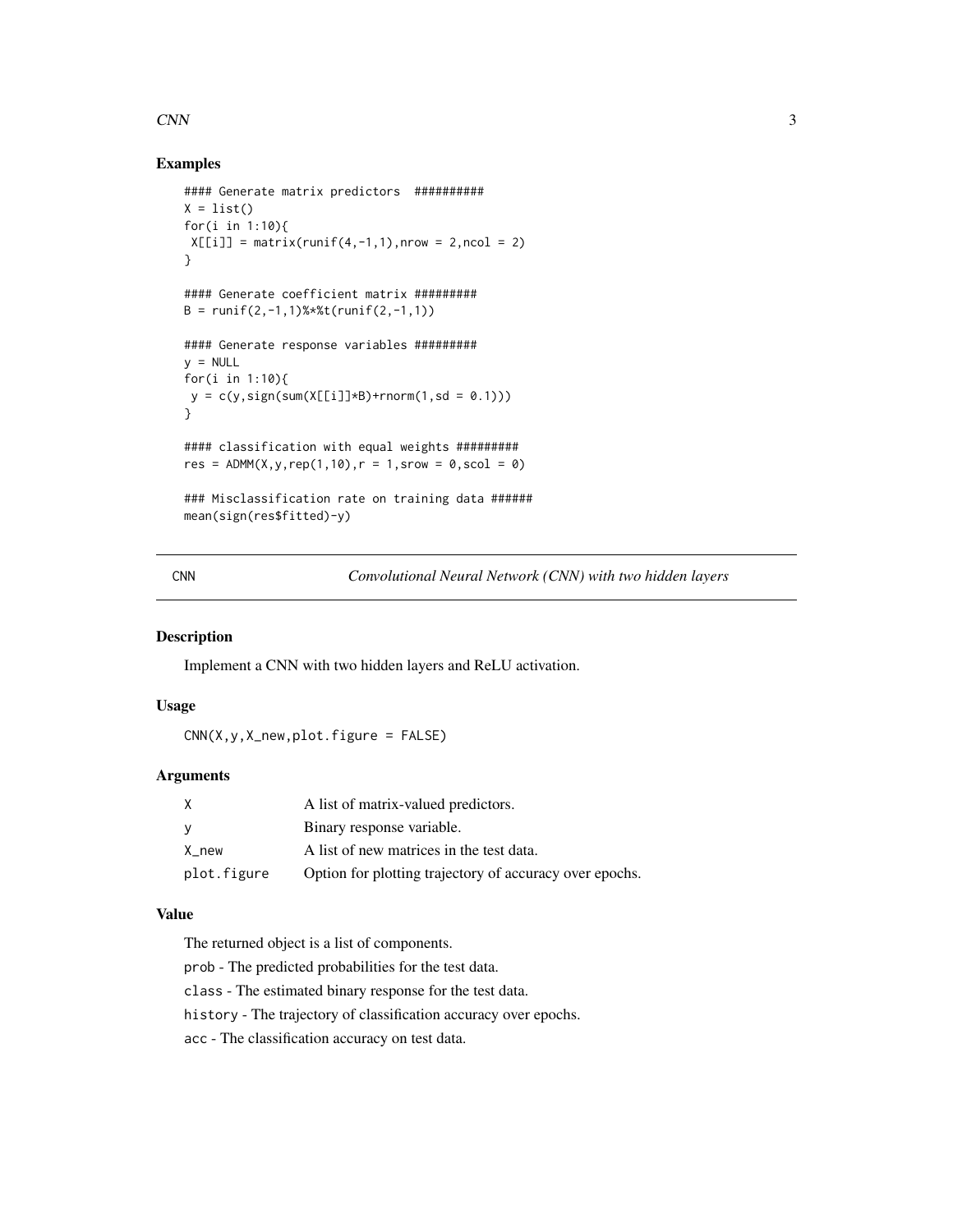## Examples

```
#### Generate matrix predictors  ##########
X = list()
for(i in 1:10){
 X[[i]] = matrix(runif(4,-1,1),nrow = 2,ncol = 2)
}

#### Generate coefficient matrix #########
B = runif(2,-1,1)%*%t(runif(2,-1,1))

#### Generate response variables #########
y = NULL
for(i in 1:10){
 y = c(y,sign(sum(X[[i]]*B)+rnorm(1,sd = 0.1)))
}

#### classification with equal weights #########
res = ADMM(X,y,rep(1,10),r = 1,srow = 0,scol = 0)

### Misclassification rate on training data ######
mean(sign(res$fitted)-y)
```

---

CNN — *Convolutional Neural Network (CNN) with two hidden layers*

---

## Description

Implement a CNN with two hidden layers and ReLU activation.

## Usage

```
CNN(X,y,X_new,plot.figure = FALSE)
```

## Arguments

| | |
|---|---|
| X | A list of matrix-valued predictors. |
| y | Binary response variable. |
| X_new | A list of new matrices in the test data. |
| plot.figure | Option for plotting trajectory of accuracy over epochs. |

## Value

The returned object is a list of components.

prob - The predicted probabilities for the test data.

class - The estimated binary response for the test data.

history - The trajectory of classification accuracy over epochs.

acc - The classification accuracy on test data.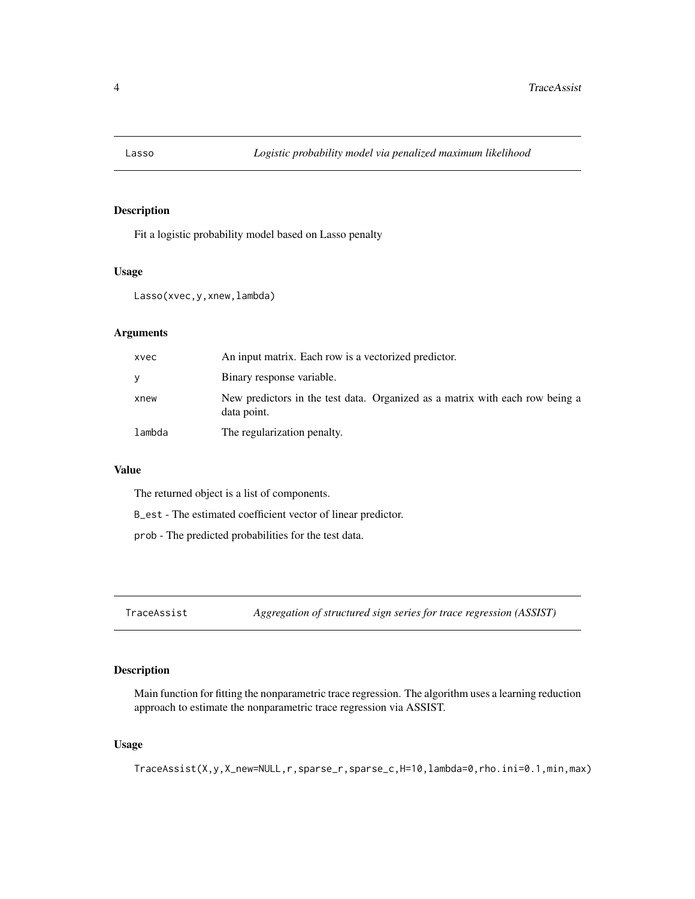## Lasso — *Logistic probability model via penalized maximum likelihood*

### Description

Fit a logistic probability model based on Lasso penalty

### Usage

```
Lasso(xvec,y,xnew,lambda)
```

### Arguments

| | |
|---|---|
| xvec | An input matrix. Each row is a vectorized predictor. |
| y | Binary response variable. |
| xnew | New predictors in the test data. Organized as a matrix with each row being a data point. |
| lambda | The regularization penalty. |

### Value

The returned object is a list of components.

B_est - The estimated coefficient vector of linear predictor.

prob - The predicted probabilities for the test data.

## TraceAssist — *Aggregation of structured sign series for trace regression (ASSIST)*

### Description

Main function for fitting the nonparametric trace regression. The algorithm uses a learning reduction approach to estimate the nonparametric trace regression via ASSIST.

### Usage

```
TraceAssist(X,y,X_new=NULL,r,sparse_r,sparse_c,H=10,lambda=0,rho.ini=0.1,min,max)
```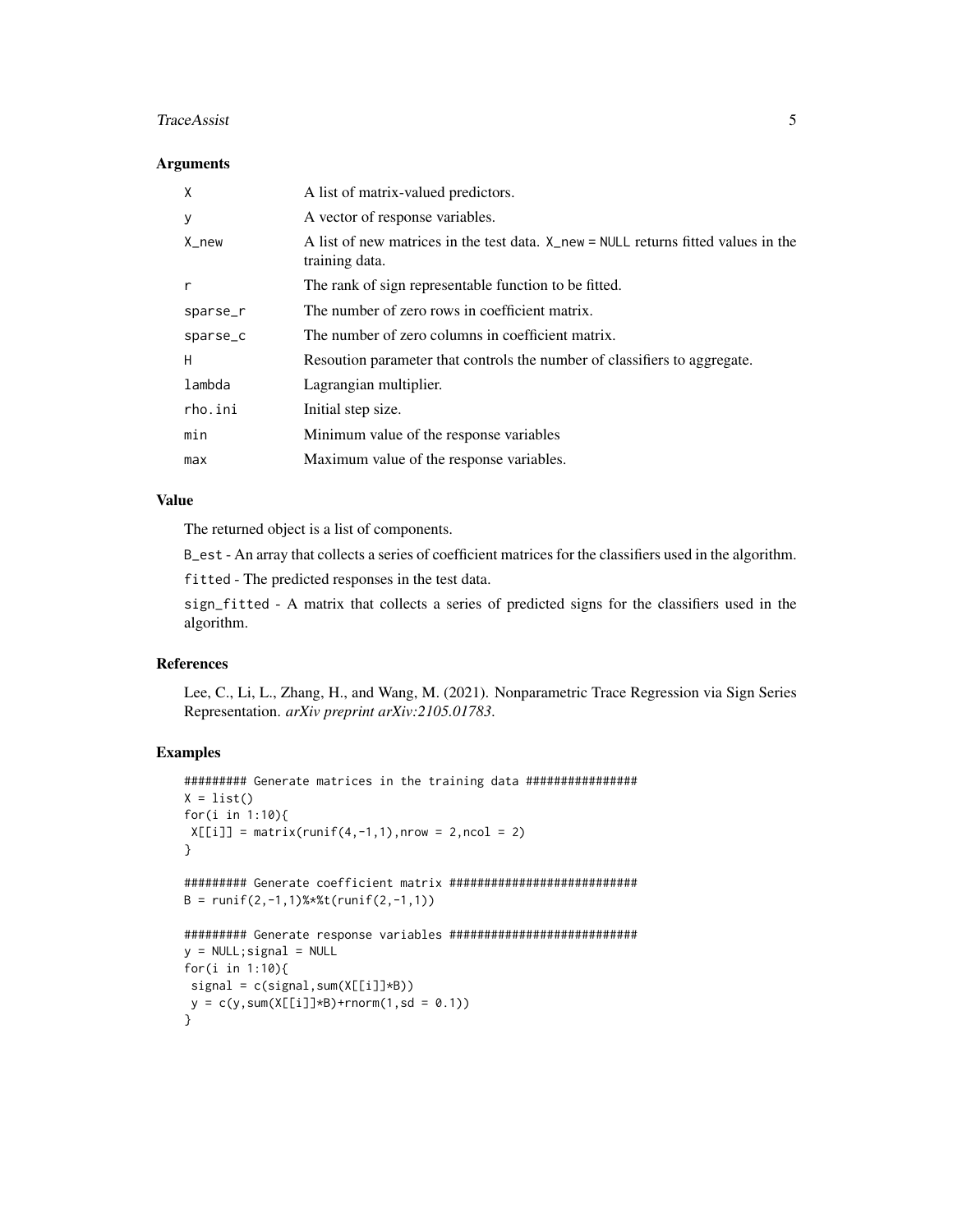### Arguments

| | |
|---|---|
| X | A list of matrix-valued predictors. |
| y | A vector of response variables. |
| X_new | A list of new matrices in the test data. X_new = NULL returns fitted values in the training data. |
| r | The rank of sign representable function to be fitted. |
| sparse_r | The number of zero rows in coefficient matrix. |
| sparse_c | The number of zero columns in coefficient matrix. |
| H | Resoution parameter that controls the number of classifiers to aggregate. |
| lambda | Lagrangian multiplier. |
| rho.ini | Initial step size. |
| min | Minimum value of the response variables |
| max | Maximum value of the response variables. |

### Value

The returned object is a list of components.

B_est - An array that collects a series of coefficient matrices for the classifiers used in the algorithm.

fitted - The predicted responses in the test data.

sign_fitted - A matrix that collects a series of predicted signs for the classifiers used in the algorithm.

### References

Lee, C., Li, L., Zhang, H., and Wang, M. (2021). Nonparametric Trace Regression via Sign Series Representation. *arXiv preprint arXiv:2105.01783*.

### Examples

```
######### Generate matrices in the training data ################
X = list()
for(i in 1:10){
 X[[i]] = matrix(runif(4,-1,1),nrow = 2,ncol = 2)
}

######### Generate coefficient matrix ###########################
B = runif(2,-1,1)%*%t(runif(2,-1,1))

######### Generate response variables ##########################
y = NULL;signal = NULL
for(i in 1:10){
 signal = c(signal,sum(X[[i]]*B))
 y = c(y,sum(X[[i]]*B)+rnorm(1,sd = 0.1))
}
```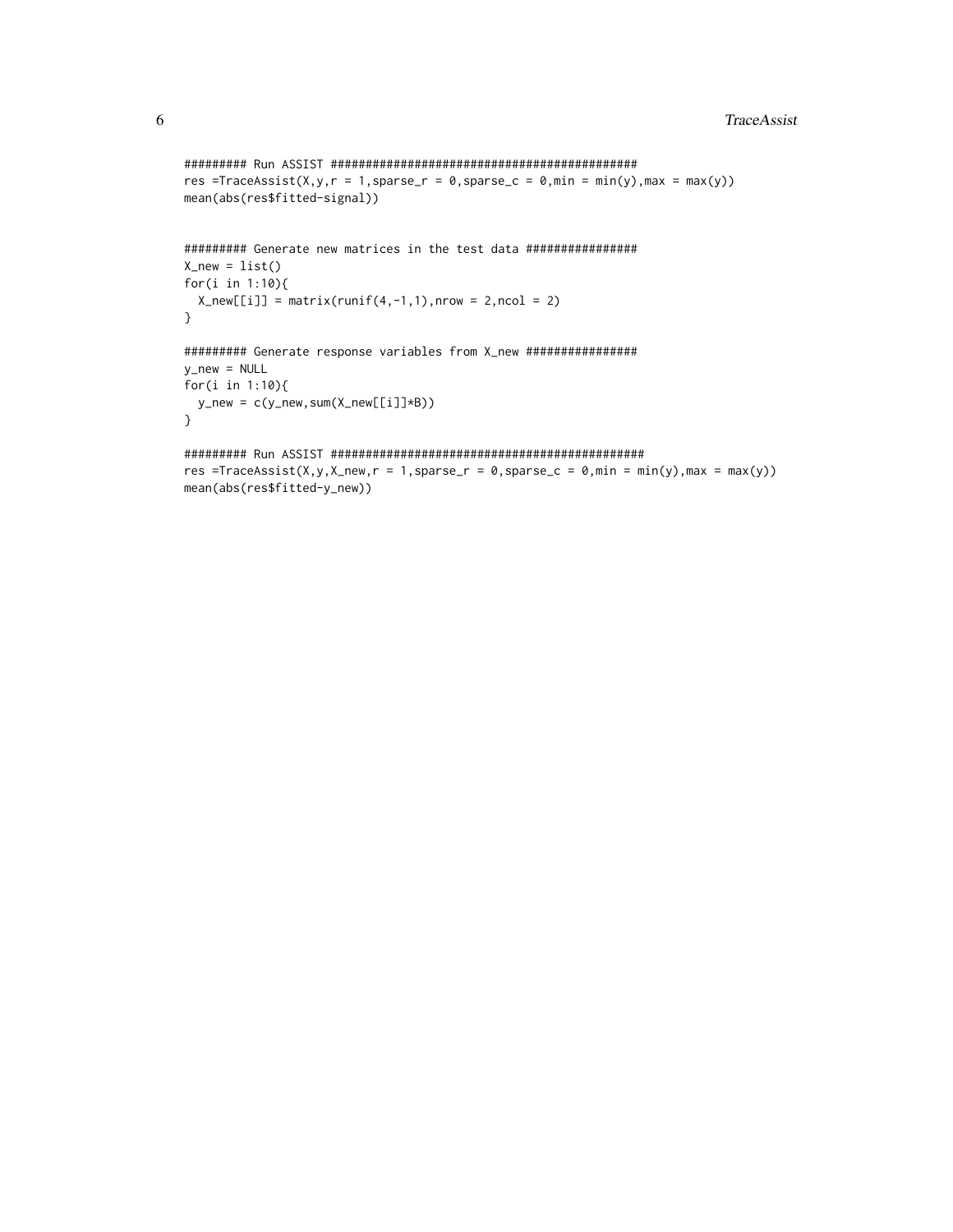```
######### Run ASSIST ############################################
res =TraceAssist(X,y,r = 1,sparse_r = 0,sparse_c = 0,min = min(y),max = max(y))
mean(abs(res$fitted-signal))


######### Generate new matrices in the test data ################
X_new = list()
for(i in 1:10){
  X_new[[i]] = matrix(runif(4,-1,1),nrow = 2,ncol = 2)
}

######### Generate response variables from X_new ################
y_new = NULL
for(i in 1:10){
  y_new = c(y_new,sum(X_new[[i]]*B))
}

######### Run ASSIST #############################################
res =TraceAssist(X,y,X_new,r = 1,sparse_r = 0,sparse_c = 0,min = min(y),max = max(y))
mean(abs(res$fitted-y_new))
```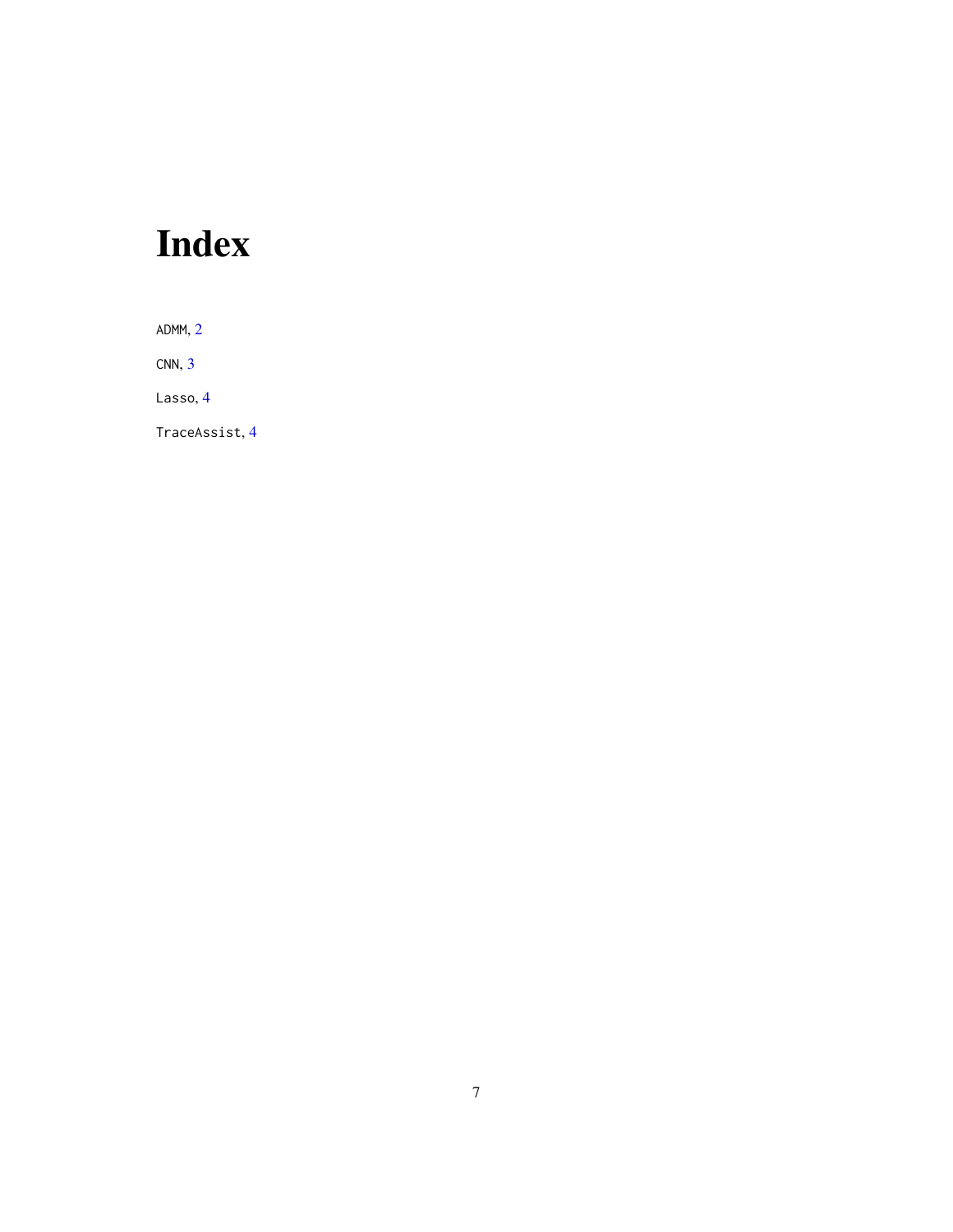# Index

ADMM, 2

CNN, 3

Lasso, 4

TraceAssist, 4